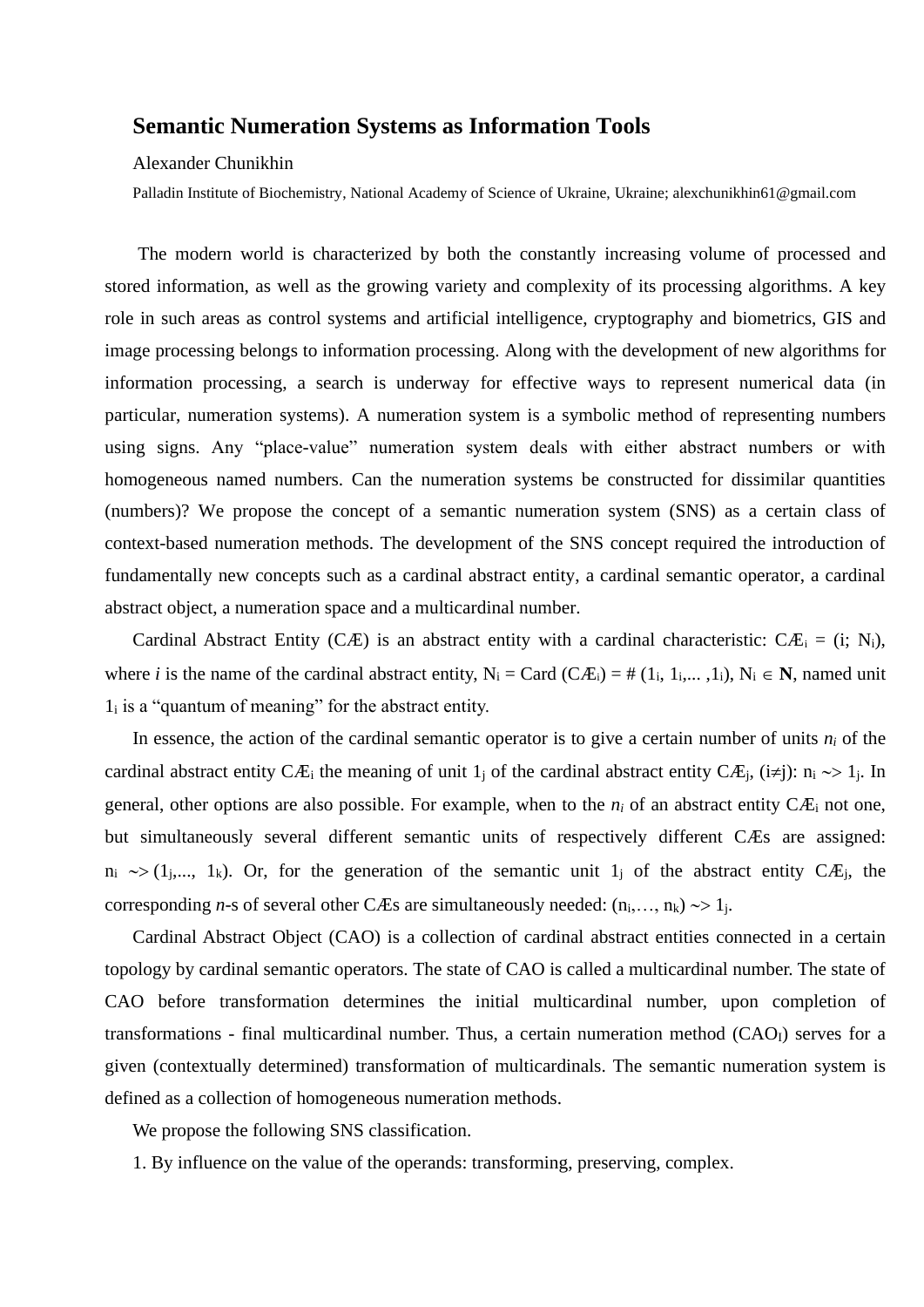# Semantic Numeration Systems as Information Tools

Alexander Chunikhin

Palladin Institute of Biochemistry, National Academy of Science of Ukraine, Ukraine; alexchunikhin61@gmail.com

The modern world is characterized by both the constantly increasing volume of processed and stored information, as well as the growing variety and complexity of its processing algorithms. A key role in such areas as control systems and artificial intelligence, cryptography and biometrics, GIS and image processing belongs to information processing. Along with the development of new algorithms for information processing, a search is underway for effective ways to represent numerical data (in particular, numeration systems). A numeration system is a symbolic method of representing numbers using signs. Any "place-value" numeration system deals with either abstract numbers or with homogeneous named numbers. Can the numeration systems be constructed for dissimilar quantities (numbers)? We propose the concept of a semantic numeration system (SNS) as a certain class of context-based numeration methods. The development of the SNS concept required the introduction of fundamentally new concepts such as a cardinal abstract entity, a cardinal semantic operator, a cardinal abstract object, a numeration space and a multicardinal number.

Cardinal Abstract Entity (CÆ) is an abstract entity with a cardinal characteristic: $CÆ_i = (i; N_i)$, where *i* is the name of the cardinal abstract entity, $N_i = \text{Card}(CÆ_i) = \#(1_i, 1_i, ..., 1_i)$, $N_i \in \mathbf{N}$, named unit $1_i$ is a "quantum of meaning" for the abstract entity.

In essence, the action of the cardinal semantic operator is to give a certain number of units $n_i$ of the cardinal abstract entity $CÆ_i$ the meaning of unit $1_j$ of the cardinal abstract entity $CÆ_j$, $(i \neq j)$: $n_i \rightsquigarrow 1_j$. In general, other options are also possible. For example, when to the $n_i$ of an abstract entity $CÆ_i$ not one, but simultaneously several different semantic units of respectively different CÆs are assigned: $n_i \rightsquigarrow (1_j, ..., 1_k)$. Or, for the generation of the semantic unit $1_j$ of the abstract entity $CÆ_j$, the corresponding *n*-s of several other CÆs are simultaneously needed: $(n_i, \ldots, n_k) \rightsquigarrow 1_j$.

Cardinal Abstract Object (CAO) is a collection of cardinal abstract entities connected in a certain topology by cardinal semantic operators. The state of CAO is called a multicardinal number. The state of CAO before transformation determines the initial multicardinal number, upon completion of transformations - final multicardinal number. Thus, a certain numeration method ($CAO_I$) serves for a given (contextually determined) transformation of multicardinals. The semantic numeration system is defined as a collection of homogeneous numeration methods.

We propose the following SNS classification.

1. By influence on the value of the operands: transforming, preserving, complex.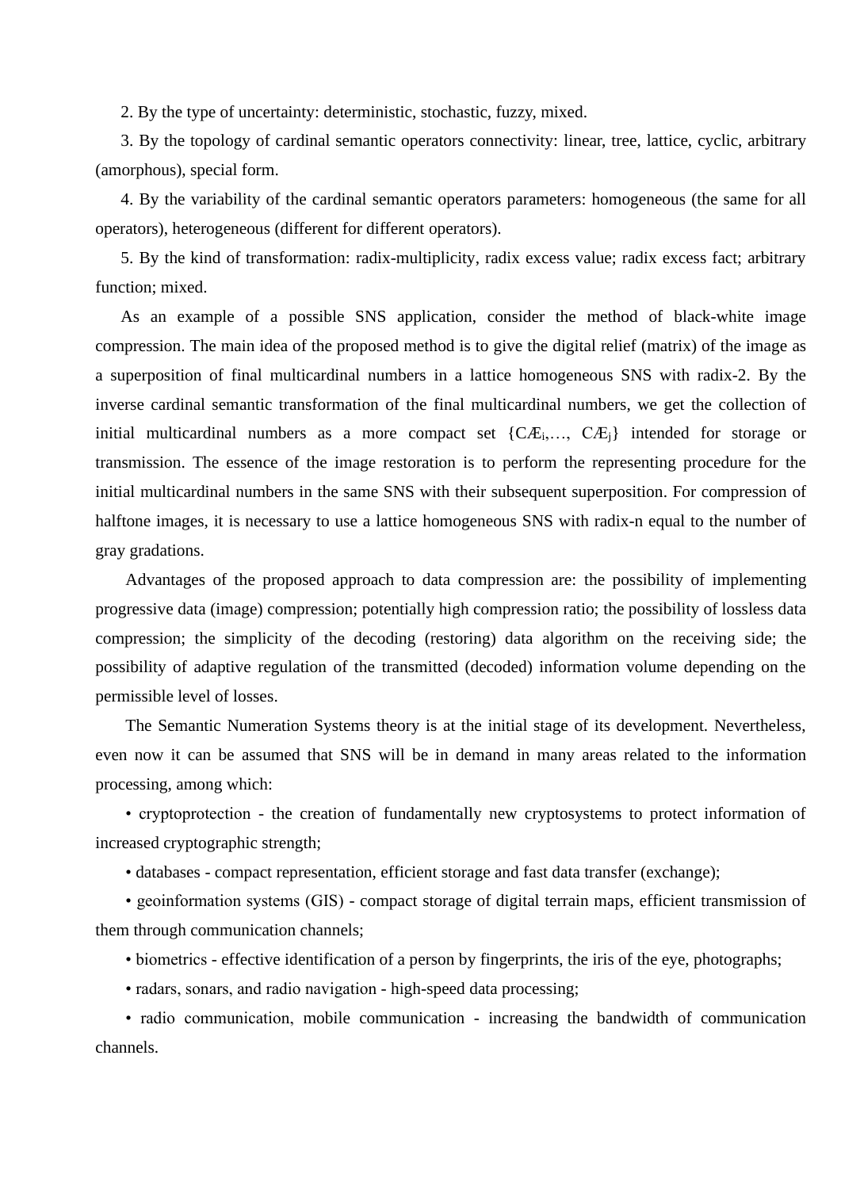2. By the type of uncertainty: deterministic, stochastic, fuzzy, mixed.

3. By the topology of cardinal semantic operators connectivity: linear, tree, lattice, cyclic, arbitrary (amorphous), special form.

4. By the variability of the cardinal semantic operators parameters: homogeneous (the same for all operators), heterogeneous (different for different operators).

5. By the kind of transformation: radix-multiplicity, radix excess value; radix excess fact; arbitrary function; mixed.

As an example of a possible SNS application, consider the method of black-white image compression. The main idea of the proposed method is to give the digital relief (matrix) of the image as a superposition of final multicardinal numbers in a lattice homogeneous SNS with radix-2. By the inverse cardinal semantic transformation of the final multicardinal numbers, we get the collection of initial multicardinal numbers as a more compact set {$CÆ_i$,…, $CÆ_j$} intended for storage or transmission. The essence of the image restoration is to perform the representing procedure for the initial multicardinal numbers in the same SNS with their subsequent superposition. For compression of halftone images, it is necessary to use a lattice homogeneous SNS with radix-n equal to the number of gray gradations.

Advantages of the proposed approach to data compression are: the possibility of implementing progressive data (image) compression; potentially high compression ratio; the possibility of lossless data compression; the simplicity of the decoding (restoring) data algorithm on the receiving side; the possibility of adaptive regulation of the transmitted (decoded) information volume depending on the permissible level of losses.

The Semantic Numeration Systems theory is at the initial stage of its development. Nevertheless, even now it can be assumed that SNS will be in demand in many areas related to the information processing, among which:

• cryptoprotection - the creation of fundamentally new cryptosystems to protect information of increased cryptographic strength;

• databases - compact representation, efficient storage and fast data transfer (exchange);

• geoinformation systems (GIS) - compact storage of digital terrain maps, efficient transmission of them through communication channels;

• biometrics - effective identification of a person by fingerprints, the iris of the eye, photographs;

• radars, sonars, and radio navigation - high-speed data processing;

• radio communication, mobile communication - increasing the bandwidth of communication channels.